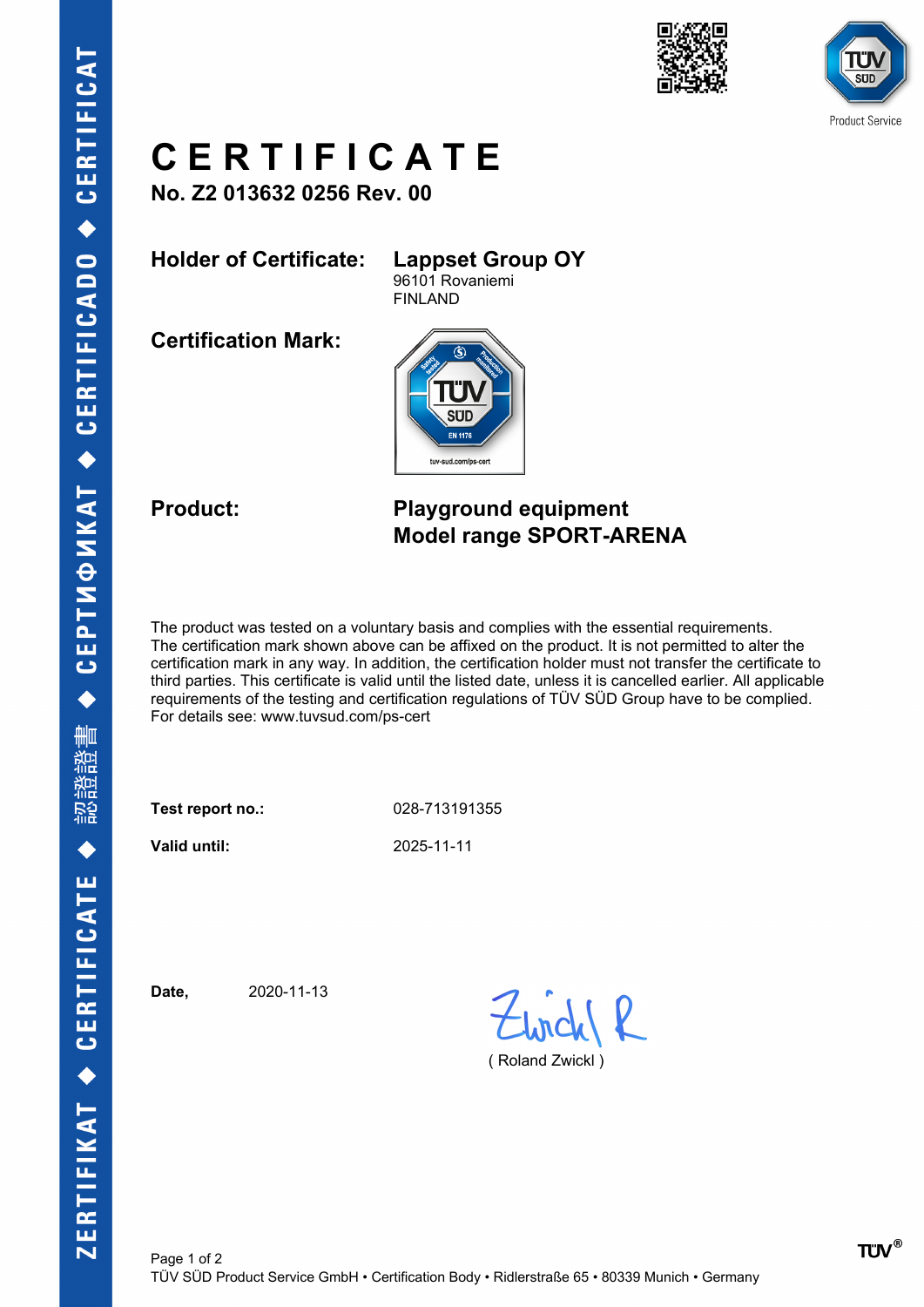# CERTIFICATE

**No. Z2 013632 0256 Rev. 00**

**Holder of Certificate:** **Lappset Group OY**
96101 Rovaniemi
FINLAND

**Certification Mark:**

**Product:** **Playground equipment**
**Model range SPORT-ARENA**

The product was tested on a voluntary basis and complies with the essential requirements. The certification mark shown above can be affixed on the product. It is not permitted to alter the certification mark in any way. In addition, the certification holder must not transfer the certificate to third parties. This certificate is valid until the listed date, unless it is cancelled earlier. All applicable requirements of the testing and certification regulations of TÜV SÜD Group have to be complied. For details see: www.tuvsud.com/ps-cert

**Test report no.:** 028-713191355

**Valid until:** 2025-11-11

**Date,** 2020-11-13

( Roland Zwickl )

TÜV SÜD Product Service GmbH • Certification Body • Ridlerstraße 65 • 80339 Munich • Germany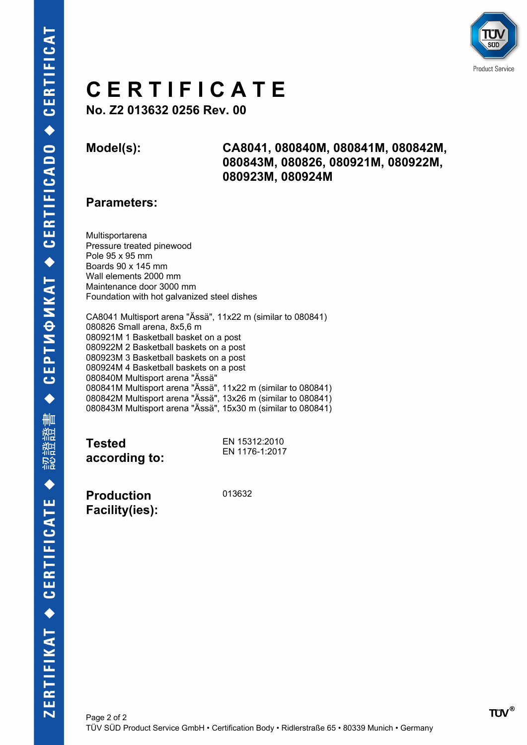# CERTIFICATE

**No. Z2 013632 0256 Rev. 00**

**Model(s):** **CA8041, 080840M, 080841M, 080842M, 080843M, 080826, 080921M, 080922M, 080923M, 080924M**

**Parameters:**

Multisportarena
Pressure treated pinewood
Pole 95 x 95 mm
Boards 90 x 145 mm
Wall elements 2000 mm
Maintenance door 3000 mm
Foundation with hot galvanized steel dishes

CA8041 Multisport arena "Ässä", 11x22 m (similar to 080841)
080826 Small arena, 8x5,6 m
080921M 1 Basketball basket on a post
080922M 2 Basketball baskets on a post
080923M 3 Basketball baskets on a post
080924M 4 Basketball baskets on a post
080840M Multisport arena "Ässä"
080841M Multisport arena "Ässä", 11x22 m (similar to 080841)
080842M Multisport arena "Ässä", 13x26 m (similar to 080841)
080843M Multisport arena "Ässä", 15x30 m (similar to 080841)

**Tested according to:**

EN 15312:2010
EN 1176-1:2017

**Production Facility(ies):**

013632

TÜV SÜD Product Service GmbH • Certification Body • Ridlerstraße 65 • 80339 Munich • Germany